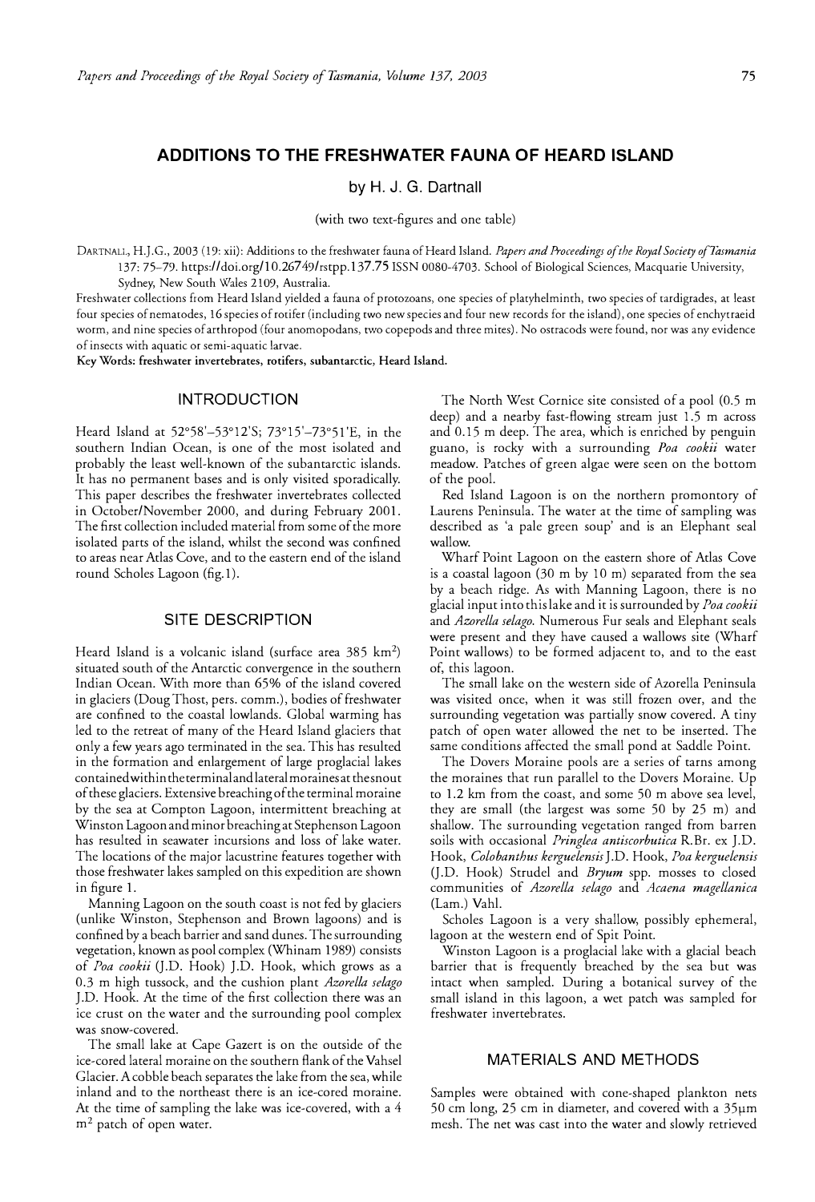# ADDITIONS TO THE FRESHWATER FAUNA OF HEARD ISLAND

by H. J. G. Dartnall

(with two text-figures and one table)

DARTNALL, H.J.G., 2003 (19: xii): Additions to the freshwater fauna of Heard Island. *Papers and Proceedings of the Royal Society of Tasmania* 137: 75–79. https://doi.org/10.26749/rstpp.137.75 ISSN 0080-4703. School of Biological Sciences, Macquarie University, Sydney, New South Wales 2109, Australia.

Freshwater collections from Heard Island yielded a fauna of protozoans, one species of platyhelminth, two species of tardigrades, at least four species of nematodes, 16 species of rotifer (including two new species and four new records for the island), one species of enchytraeid worm, and nine species of arthropod (four anomopodans, two copepods and three mites). No ostracods were found, nor was any evidence of insects with aquatic or semi-aquatic larvae.

**Key Words: freshwater invertebrates, rotifers, subantarctic, Heard Island.**

## INTRODUCTION

Heard Island at 52°58'–53°12'S; 73°15'–73°51'E, in the southern Indian Ocean, is one of the most isolated and probably the least well-known of the subantarctic islands. It has no permanent bases and is only visited sporadically. This paper describes the freshwater invertebrates collected in October/November 2000, and during February 2001. The first collection included material from some of the more isolated parts of the island, whilst the second was confined to areas near Atlas Cove, and to the eastern end of the island round Scholes Lagoon (fig.1).

## SITE DESCRIPTION

Heard Island is a volcanic island (surface area 385 km$^2$) situated south of the Antarctic convergence in the southern Indian Ocean. With more than 65% of the island covered in glaciers (Doug Thost, pers. comm.), bodies of freshwater are confined to the coastal lowlands. Global warming has led to the retreat of many of the Heard Island glaciers that only a few years ago terminated in the sea. This has resulted in the formation and enlargement of large proglacial lakes contained within the terminal and lateral moraines at the snout of these glaciers. Extensive breaching of the terminal moraine by the sea at Compton Lagoon, intermittent breaching at Winston Lagoon and minor breaching at Stephenson Lagoon has resulted in seawater incursions and loss of lake water. The locations of the major lacustrine features together with those freshwater lakes sampled on this expedition are shown in figure 1.

Manning Lagoon on the south coast is not fed by glaciers (unlike Winston, Stephenson and Brown lagoons) and is confined by a beach barrier and sand dunes. The surrounding vegetation, known as pool complex (Whinam 1989) consists of *Poa cookii* (J.D. Hook) J.D. Hook, which grows as a 0.3 m high tussock, and the cushion plant *Azorella selago* J.D. Hook. At the time of the first collection there was an ice crust on the water and the surrounding pool complex was snow-covered.

The small lake at Cape Gazert is on the outside of the ice-cored lateral moraine on the southern flank of the Vahsel Glacier. A cobble beach separates the lake from the sea, while inland and to the northeast there is an ice-cored moraine. At the time of sampling the lake was ice-covered, with a 4 m$^2$ patch of open water.

The North West Cornice site consisted of a pool (0.5 m deep) and a nearby fast-flowing stream just 1.5 m across and 0.15 m deep. The area, which is enriched by penguin guano, is rocky with a surrounding *Poa cookii* water meadow. Patches of green algae were seen on the bottom of the pool.

Red Island Lagoon is on the northern promontory of Laurens Peninsula. The water at the time of sampling was described as 'a pale green soup' and is an Elephant seal wallow.

Wharf Point Lagoon on the eastern shore of Atlas Cove is a coastal lagoon (30 m by 10 m) separated from the sea by a beach ridge. As with Manning Lagoon, there is no glacial input into this lake and it is surrounded by *Poa cookii* and *Azorella selago*. Numerous Fur seals and Elephant seals were present and they have caused a wallows site (Wharf Point wallows) to be formed adjacent to, and to the east of, this lagoon.

The small lake on the western side of Azorella Peninsula was visited once, when it was still frozen over, and the surrounding vegetation was partially snow covered. A tiny patch of open water allowed the net to be inserted. The same conditions affected the small pond at Saddle Point.

The Dovers Moraine pools are a series of tarns among the moraines that run parallel to the Dovers Moraine. Up to 1.2 km from the coast, and some 50 m above sea level, they are small (the largest was some 50 by 25 m) and shallow. The surrounding vegetation ranged from barren soils with occasional *Pringlea antiscorbutica* R.Br. ex J.D. Hook, *Colobanthus kerguelensis* J.D. Hook, *Poa kerguelensis* (J.D. Hook) Strudel and *Bryum* spp. mosses to closed communities of *Azorella selago* and *Acaena magellanica* (Lam.) Vahl.

Scholes Lagoon is a very shallow, possibly ephemeral, lagoon at the western end of Spit Point.

Winston Lagoon is a proglacial lake with a glacial beach barrier that is frequently breached by the sea but was intact when sampled. During a botanical survey of the small island in this lagoon, a wet patch was sampled for freshwater invertebrates.

## MATERIALS AND METHODS

Samples were obtained with cone-shaped plankton nets 50 cm long, 25 cm in diameter, and covered with a 35µm mesh. The net was cast into the water and slowly retrieved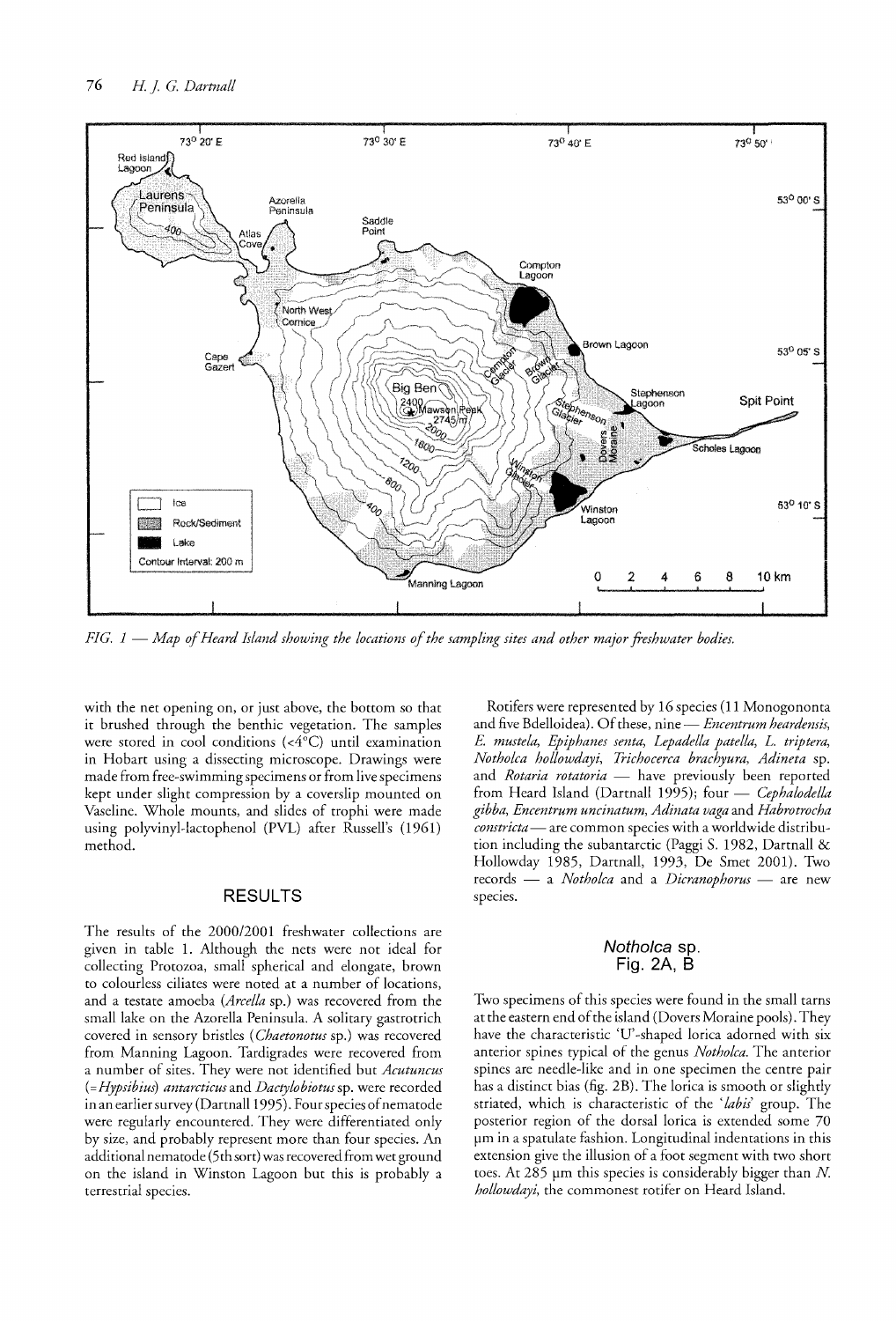FIG. 1 — *Map of Heard Island showing the locations of the sampling sites and other major freshwater bodies.*

with the net opening on, or just above, the bottom so that it brushed through the benthic vegetation. The samples were stored in cool conditions (<4°C) until examination in Hobart using a dissecting microscope. Drawings were made from free-swimming specimens or from live specimens kept under slight compression by a coverslip mounted on Vaseline. Whole mounts, and slides of trophi were made using polyvinyl-lactophenol (PVL) after Russell's (1961) method.

## RESULTS

The results of the 2000/2001 freshwater collections are given in table 1. Although the nets were not ideal for collecting Protozoa, small spherical and elongate, brown to colourless ciliates were noted at a number of locations, and a testate amoeba (*Arcella* sp.) was recovered from the small lake on the Azorella Peninsula. A solitary gastrotrich covered in sensory bristles (*Chaetonotus* sp.) was recovered from Manning Lagoon. Tardigrades were recovered from a number of sites. They were not identified but *Acutuncus* (=*Hypsibius*) *antarcticus* and *Dactylobiotus* sp. were recorded in an earlier survey (Dartnall 1995). Four species of nematode were regularly encountered. They were differentiated only by size, and probably represent more than four species. An additional nematode (5th sort) was recovered from wet ground on the island in Winston Lagoon but this is probably a terrestrial species.

Rotifers were represented by 16 species (11 Monogononta and five Bdelloidea). Of these, nine — *Encentrum heardensis*, *E. mustela*, *Epiphanes senta*, *Lepadella patella*, *L. triptera*, *Notholca hollowdayi*, *Trichocerca brachyura*, *Adineta* sp. and *Rotaria rotatoria* — have previously been reported from Heard Island (Dartnall 1995); four — *Cephalodella gibba*, *Encentrum uncinatum*, *Adinata vaga* and *Habrotrocha constricta* — are common species with a worldwide distribution including the subantarctic (Paggi S. 1982, Dartnall & Hollowday 1985, Dartnall, 1993, De Smet 2001). Two records — a *Notholca* and a *Dicranophorus* — are new species.

### *Notholca* sp.
### Fig. 2A, B

Two specimens of this species were found in the small tarns at the eastern end of the island (Dovers Moraine pools). They have the characteristic 'U'-shaped lorica adorned with six anterior spines typical of the genus *Notholca*. The anterior spines are needle-like and in one specimen the centre pair has a distinct bias (fig. 2B). The lorica is smooth or slightly striated, which is characteristic of the '*labis*' group. The posterior region of the dorsal lorica is extended some 70 µm in a spatulate fashion. Longitudinal indentations in this extension give the illusion of a foot segment with two short toes. At 285 µm this species is considerably bigger than *N. hollowdayi*, the commonest rotifer on Heard Island.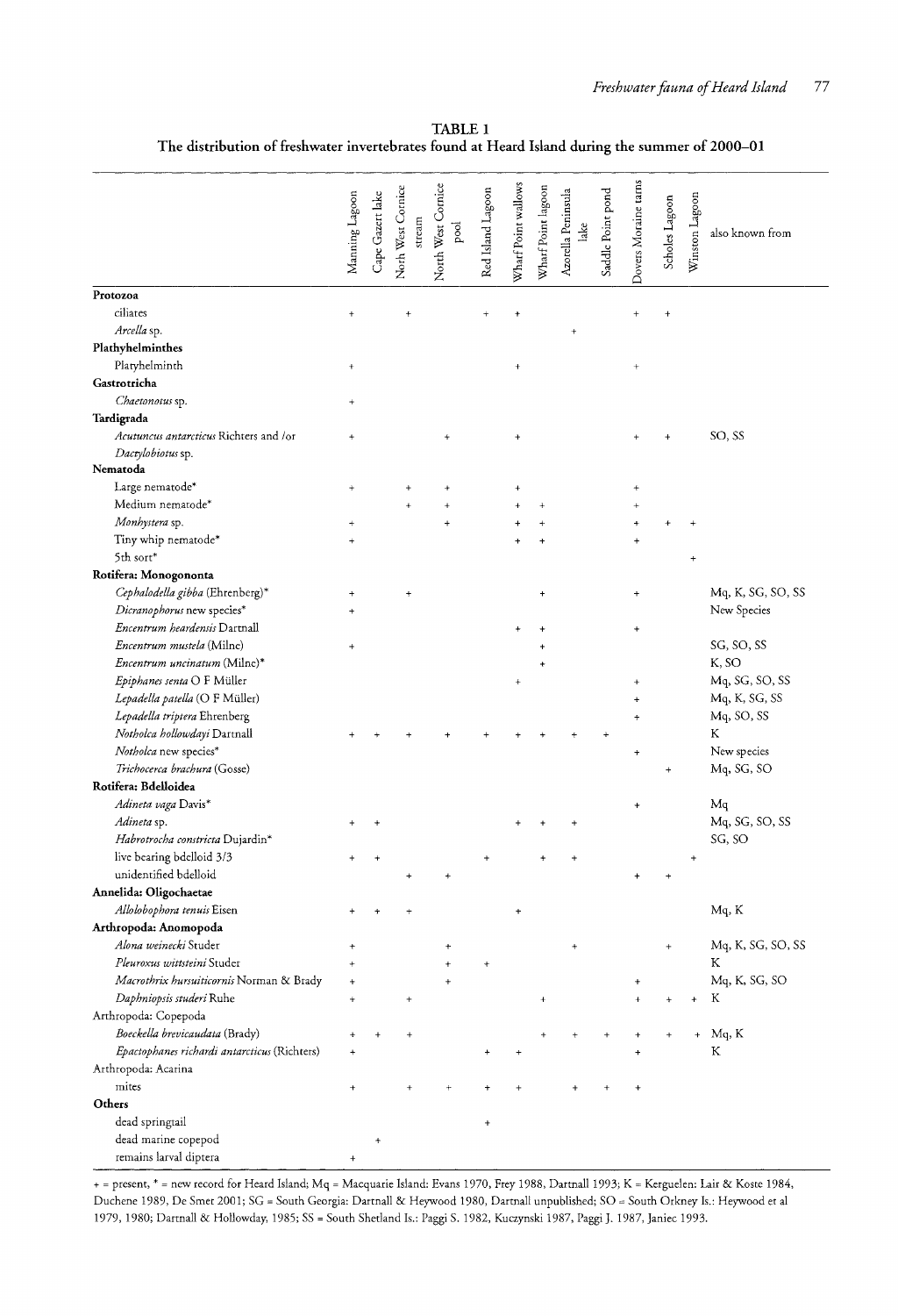**TABLE 1**
**The distribution of freshwater invertebrates found at Heard Island during the summer of 2000–01**

| | Manning Lagoon | Cape Gazert lake | North West Cornice stream | North West Cornice pool | Red Island Lagoon | Wharf Point wallows | Wharf Point lagoon | Azorella Peninsula lake | Saddle Point pond | Dovers Moraine tarns | Scholes Lagoon | Winston Lagoon | also known from |
|---|---|---|---|---|---|---|---|---|---|---|---|---|---|
| **Protozoa** | | | | | | | | | | | | | |
| ciliates | + | | + | | + | + | | | | + | + | | |
| *Arcella* sp. | | | | | | | | + | | | | | |
| **Plathyhelminthes** | | | | | | | | | | | | | |
| Plathyhelminth | + | | | | | + | | | | + | | | |
| **Gastrotricha** | | | | | | | | | | | | | |
| *Chaetonotus* sp. | + | | | | | | | | | | | | |
| **Tardigrada** | | | | | | | | | | | | | |
| *Acutuncus antarcticus* Richters and /or *Dactylobiotus* sp. | + | | | + | | + | | | | + | + | | SO, SS |
| **Nematoda** | | | | | | | | | | | | | |
| Large nematode* | + | | + | + | | + | | | | + | | | |
| Medium nematode* | | | + | + | | + | + | | | + | | | |
| *Monhystera* sp. | + | | | + | | + | + | | | + | + | + | |
| Tiny whip nematode* | + | | | | | + | + | | | + | | | |
| 5th sort* | | | | | | | | | | | | + | |
| **Rotifera: Monogononta** | | | | | | | | | | | | | |
| *Cephalodella gibba* (Ehrenberg)* | + | | + | | | | + | | | + | | | Mq, K, SG, SO, SS |
| *Dicranophorus* new species* | + | | | | | | | | | | | | New Species |
| *Encentrum heardensis* Dartnall | | | | | | + | + | | | + | | | |
| *Encentrum mustela* (Milne) | + | | | | | | + | | | | | | SG, SO, SS |
| *Encentrum uncinatum* (Milne)* | | | | | | | + | | | | | | K, SO |
| *Epiphanes senta* O F Müller | | | | | | + | | | | + | | | Mq, SG, SO, SS |
| *Lepadella patella* (O F Müller) | | | | | | | | | | + | | | Mq, K, SG, SS |
| *Lepadella triptera* Ehrenberg | | | | | | | | | | + | | | Mq, SO, SS |
| *Notholca hollowdayi* Dartnall | + | + | + | + | + | + | + | + | + | | | | K |
| *Notholca* new species* | | | | | | | | | | + | | | New species |
| *Trichocerca brachura* (Gosse) | | | | | | | | | | | + | | Mq, SG, SO |
| **Rotifera: Bdelloidea** | | | | | | | | | | | | | |
| *Adineta vaga* Davis* | | | | | | | | | | + | | | Mq |
| *Adineta* sp. | + | + | | | | + | + | + | | | | | Mq, SG, SO, SS |
| *Habrotrocha constricta* Dujardin* | | | | | | | | | | | | | SG, SO |
| live bearing bdelloid 3/3 | + | + | | | + | | + | + | | | | + | |
| unidentified bdelloid | | | + | + | | | | | | + | + | | |
| **Annelida: Oligochaetae** | | | | | | | | | | | | | |
| *Allolobophora tenuis* Eisen | + | + | + | | | + | | | | | | | Mq, K |
| **Arthropoda: Anomopoda** | | | | | | | | | | | | | |
| *Alona weinecki* Studer | + | | | + | | | | + | | | + | | Mq, K, SG, SO, SS |
| *Pleuroxus wittsteini* Studer | + | | | + | + | | | | | | | | K |
| *Macrothrix hursuiticornis* Norman & Brady | + | | | + | | | | | | + | | | Mq, K, SG, SO |
| *Daphniopsis studeri* Ruhe | + | | + | | | | + | | | + | + | + | K |
| Arthropoda: Copepoda | | | | | | | | | | | | | |
| *Boeckella brevicaudata* (Brady) | + | + | + | | | | + | + | + | + | + | + | Mq, K |
| *Epactophanes richardi antarcticus* (Richters) | + | | | | + | + | | | | + | | | K |
| Arthropoda: Acarina | | | | | | | | | | | | | |
| mites | + | | + | + | + | + | | + | + | + | | | |
| **Others** | | | | | | | | | | | | | |
| dead springtail | | | | | + | | | | | | | | |
| dead marine copepod | | + | | | | | | | | | | | |
| remains larval diptera | + | | | | | | | | | | | | |

+ = present, * = new record for Heard Island; Mq = Macquarie Island: Evans 1970, Frey 1988, Dartnall 1993; K = Kerguelen: Lair & Koste 1984, Duchene 1989, De Smet 2001; SG = South Georgia: Dartnall & Heywood 1980, Dartnall unpublished; SO = South Orkney Is.: Heywood et al 1979, 1980; Dartnall & Hollowday, 1985; SS = South Shetland Is.: Paggi S. 1982, Kuczynski 1987, Paggi J. 1987, Janiec 1993.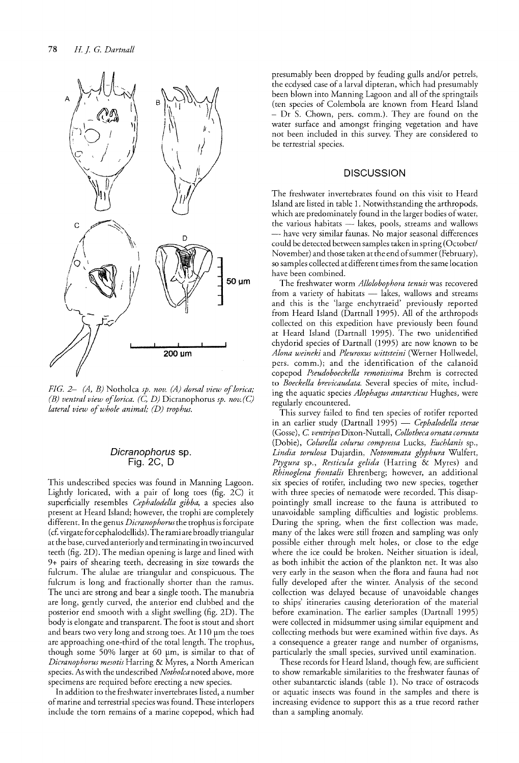FIG. 2– (A, B) *Notholca sp. nov. (A) dorsal view of lorica; (B) ventral view of lorica. (C, D) Dicranophorus sp. nov. (C) lateral view of whole animal; (D) trophus.*

### *Dicranophorus* sp.
### Fig. 2C, D

This undescribed species was found in Manning Lagoon. Lightly loricated, with a pair of long toes (fig. 2C) it superficially resembles *Cephalodella gibba*, a species also present at Heard Island; however, the trophi are completely different. In the genus *Dicranophorus* the trophus is forcipate (cf. virgate for cephalodellids). The rami are broadly triangular at the base, curved anteriorly and terminating in two incurved teeth (fig. 2D). The median opening is large and lined with 9+ pairs of shearing teeth, decreasing in size towards the fulcrum. The alulae are triangular and conspicuous. The fulcrum is long and fractionally shorter than the ramus. The unci are strong and bear a single tooth. The manubria are long, gently curved, the anterior end clubbed and the posterior end smooth with a slight swelling (fig. 2D). The body is elongate and transparent. The foot is stout and short and bears two very long and strong toes. At 110 µm the toes are approaching one-third of the total length. The trophus, though some 50% larger at 60 µm, is similar to that of *Dicranophorus mesotis* Harring & Myres, a North American species. As with the undescribed *Notholca* noted above, more specimens are required before erecting a new species.

In addition to the freshwater invertebrates listed, a number of marine and terrestrial species was found. These interlopers include the torn remains of a marine copepod, which had presumably been dropped by feuding gulls and/or petrels, the ecdysed case of a larval dipteran, which had presumably been blown into Manning Lagoon and all of the springtails (ten species of Colembola are known from Heard Island – Dr S. Chown, pers. comm.). They are found on the water surface and amongst fringing vegetation and have not been included in this survey. They are considered to be terrestrial species.

## DISCUSSION

The freshwater invertebrates found on this visit to Heard Island are listed in table 1. Notwithstanding the arthropods, which are predominately found in the larger bodies of water, the various habitats — lakes, pools, streams and wallows — have very similar faunas. No major seasonal differences could be detected between samples taken in spring (October/November) and those taken at the end of summer (February), so samples collected at different times from the same location have been combined.

The freshwater worm *Allolobophora tenuis* was recovered from a variety of habitats — lakes, wallows and streams and this is the 'large enchytraeid' previously reported from Heard Island (Dartnall 1995). All of the arthropods collected on this expedition have previously been found at Heard Island (Dartnall 1995). The two unidentified chydorid species of Dartnall (1995) are now known to be *Alona weineki* and *Pleuroxus wittsteini* (Werner Hollwedel, pers. comm.); and the identification of the calanoid copepod *Pseudoboeckella remotissima* Brehm is corrected to *Boeckella brevicaudata*. Several species of mite, including the aquatic species *Alophagus antarcticus* Hughes, were regularly encountered.

This survey failed to find ten species of rotifer reported in an earlier study (Dartnall 1995) — *Cephalodella sterae* (Gosse), *C. ventripes* Dixon-Nuttall, *Collotheca ornata cornuta* (Dobie), *Colurella colurus compressa* Lucks, *Euchlanis* sp., *Lindia torulosa* Dujardin, *Notommata glyphura* Wulfert, *Ptygura* sp., *Resticula gelida* (Harring & Myres) and *Rhinoglena frontalis* Ehrenberg; however, an additional six species of rotifer, including two new species, together with three species of nematode were recorded. This disappointingly small increase to the fauna is attributed to unavoidable sampling difficulties and logistic problems. During the spring, when the first collection was made, many of the lakes were still frozen and sampling was only possible either through melt holes, or close to the edge where the ice could be broken. Neither situation is ideal, as both inhibit the action of the plankton net. It was also very early in the season when the flora and fauna had not fully developed after the winter. Analysis of the second collection was delayed because of unavoidable changes to ships' itineraries causing deterioration of the material before examination. The earlier samples (Dartnall 1995) were collected in midsummer using similar equipment and collecting methods but were examined within five days. As a consequence a greater range and number of organisms, particularly the small species, survived until examination.

These records for Heard Island, though few, are sufficient to show remarkable similarities to the freshwater faunas of other subantarctic islands (table 1). No trace of ostracods or aquatic insects was found in the samples and there is increasing evidence to support this as a true record rather than a sampling anomaly.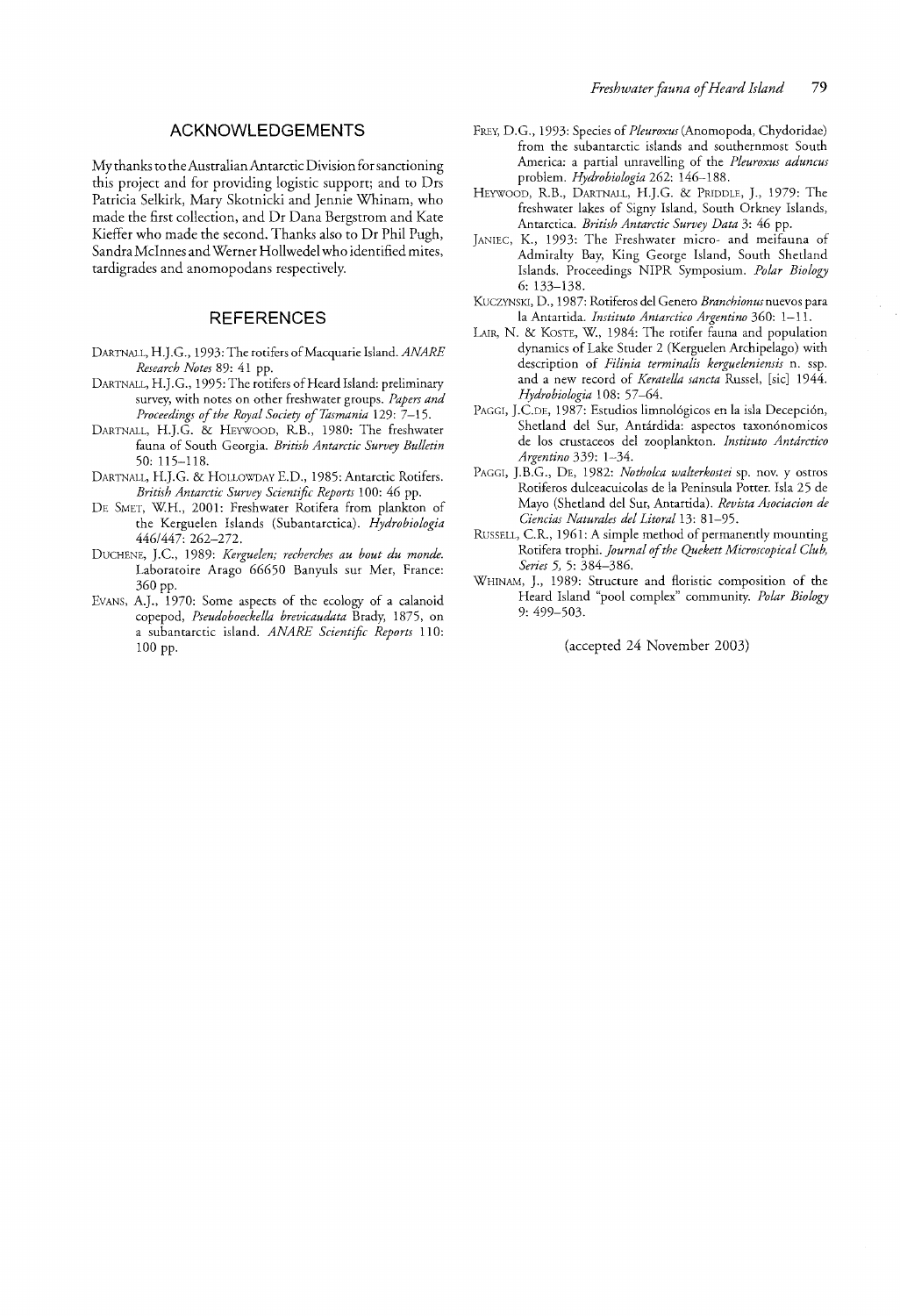## ACKNOWLEDGEMENTS

My thanks to the Australian Antarctic Division for sanctioning this project and for providing logistic support; and to Drs Patricia Selkirk, Mary Skotnicki and Jennie Whinam, who made the first collection, and Dr Dana Bergstrom and Kate Kieffer who made the second. Thanks also to Dr Phil Pugh, Sandra McInnes and Werner Hollwedel who identified mites, tardigrades and anomopodans respectively.

## REFERENCES

DARTNALL, H.J.G., 1993: The rotifers of Macquarie Island. *ANARE Research Notes* 89: 41 pp.

DARTNALL, H.J.G., 1995: The rotifers of Heard Island: preliminary survey, with notes on other freshwater groups. *Papers and Proceedings of the Royal Society of Tasmania* 129: 7–15.

DARTNALL, H.J.G. & HEYWOOD, R.B., 1980: The freshwater fauna of South Georgia. *British Antarctic Survey Bulletin* 50: 115–118.

DARTNALL, H.J.G. & HOLLOWDAY E.D., 1985: Antarctic Rotifers. *British Antarctic Survey Scientific Reports* 100: 46 pp.

DE SMET, W.H., 2001: Freshwater Rotifera from plankton of the Kerguelen Islands (Subantarctica). *Hydrobiologia* 446/447: 262–272.

DUCHENE, J.C., 1989: *Kerguelen; recherches au bout du monde.* Laboratoire Arago 66650 Banyuls sur Mer, France: 360 pp.

EVANS, A.J., 1970: Some aspects of the ecology of a calanoid copepod, *Pseudoboeckella brevicaudata* Brady, 1875, on a subantarctic island. *ANARE Scientific Reports* 110: 100 pp.

FREY, D.G., 1993: Species of *Pleuroxus* (Anomopoda, Chydoridae) from the subantarctic islands and southernmost South America: a partial unravelling of the *Pleuroxus aduncus* problem. *Hydrobiologia* 262: 146–188.

HEYWOOD, R.B., DARTNALL, H.J.G. & PRIDDLE, J., 1979: The freshwater lakes of Signy Island, South Orkney Islands, Antarctica. *British Antarctic Survey Data* 3: 46 pp.

JANIEC, K., 1993: The Freshwater micro- and meifauna of Admiralty Bay, King George Island, South Shetland Islands. Proceedings NIPR Symposium. *Polar Biology* 6: 133–138.

KUCZYNSKI, D., 1987: Rotiferos del Genero *Branchionus* nuevos para la Antartida. *Instituto Antarctico Argentino* 360: 1–11.

LAIR, N. & KOSTE, W., 1984: The rotifer fauna and population dynamics of Lake Studer 2 (Kerguelen Archipelago) with description of *Filinia terminalis kergueleniensis* n. ssp. and a new record of *Keratella sancta* Russel, [sic] 1944. *Hydrobiologia* 108: 57–64.

PAGGI, J.C.DE, 1987: Estudios limnológicos en la isla Decepción, Shetland del Sur, Antárdida: aspectos taxonónomicos de los crustaceos del zooplankton. *Instituto Antárctico Argentino* 339: 1–34.

PAGGI, J.B.G., DE, 1982: *Notholca walterkostei* sp. nov. y ostros Rotiferos dulceacuicolas de la Peninsula Potter. Isla 25 de Mayo (Shetland del Sur, Antartida). *Revista Asociacion de Ciencias Naturales del Litoral* 13: 81–95.

RUSSELL, C.R., 1961: A simple method of permanently mounting Rotifera trophi. *Journal of the Quekett Microscopical Club, Series 5,* 5: 384–386.

WHINAM, J., 1989: Structure and floristic composition of the Heard Island "pool complex" community. *Polar Biology* 9: 499–503.

(accepted 24 November 2003)